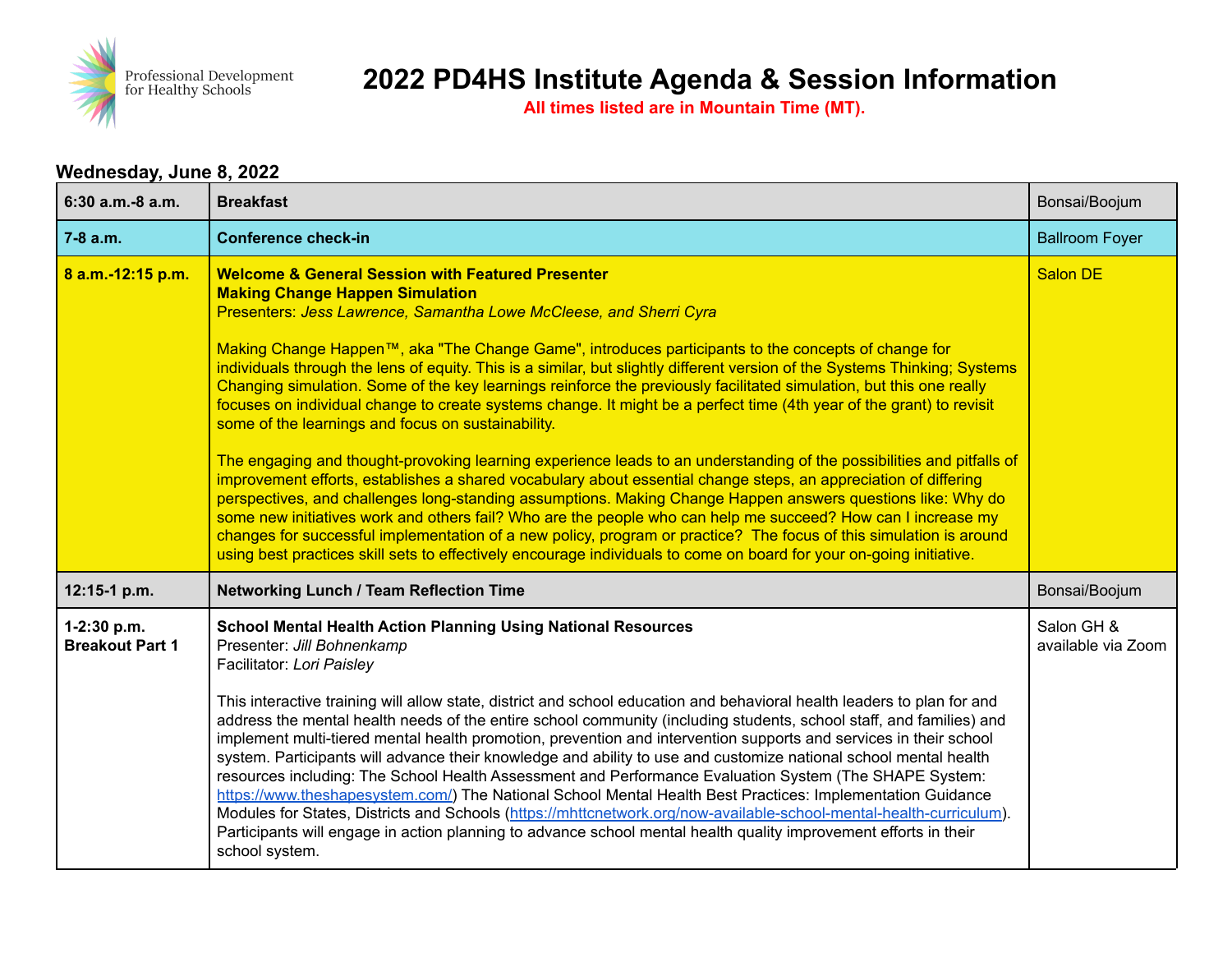Professional Development for Healthy Schools

# 2022 PD4HS Institute Agenda & Session Information

**All times listed are in Mountain Time (MT).**

### Wednesday, June 8, 2022

| Time | Session | Location |
|---|---|---|
| **6:30 a.m.-8 a.m.** | **Breakfast** | Bonsai/Boojum |
| **7-8 a.m.** | **Conference check-in** | Ballroom Foyer |
| **8 a.m.-12:15 p.m.** | **Welcome & General Session with Featured Presenter**<br>**Making Change Happen Simulation**<br>Presenters: *Jess Lawrence, Samantha Lowe McCleese, and Sherri Cyra*<br><br>Making Change Happen™, aka "The Change Game", introduces participants to the concepts of change for individuals through the lens of equity. This is a similar, but slightly different version of the Systems Thinking; Systems Changing simulation. Some of the key learnings reinforce the previously facilitated simulation, but this one really focuses on individual change to create systems change. It might be a perfect time (4th year of the grant) to revisit some of the learnings and focus on sustainability.<br><br>The engaging and thought-provoking learning experience leads to an understanding of the possibilities and pitfalls of improvement efforts, establishes a shared vocabulary about essential change steps, an appreciation of differing perspectives, and challenges long-standing assumptions. Making Change Happen answers questions like: Why do some new initiatives work and others fail? Who are the people who can help me succeed? How can I increase my changes for successful implementation of a new policy, program or practice? The focus of this simulation is around using best practices skill sets to effectively encourage individuals to come on board for your on-going initiative. | Salon DE |
| **12:15-1 p.m.** | **Networking Lunch / Team Reflection Time** | Bonsai/Boojum |
| **1-2:30 p.m.**<br>**Breakout Part 1** | **School Mental Health Action Planning Using National Resources**<br>Presenter: *Jill Bohnenkamp*<br>Facilitator: *Lori Paisley*<br><br>This interactive training will allow state, district and school education and behavioral health leaders to plan for and address the mental health needs of the entire school community (including students, school staff, and families) and implement multi-tiered mental health promotion, prevention and intervention supports and services in their school system. Participants will advance their knowledge and ability to use and customize national school mental health resources including: The School Health Assessment and Performance Evaluation System (The SHAPE System: https://www.theshapesystem.com/) The National School Mental Health Best Practices: Implementation Guidance Modules for States, Districts and Schools (https://mhttcnetwork.org/now-available-school-mental-health-curriculum). Participants will engage in action planning to advance school mental health quality improvement efforts in their school system. | Salon GH & available via Zoom |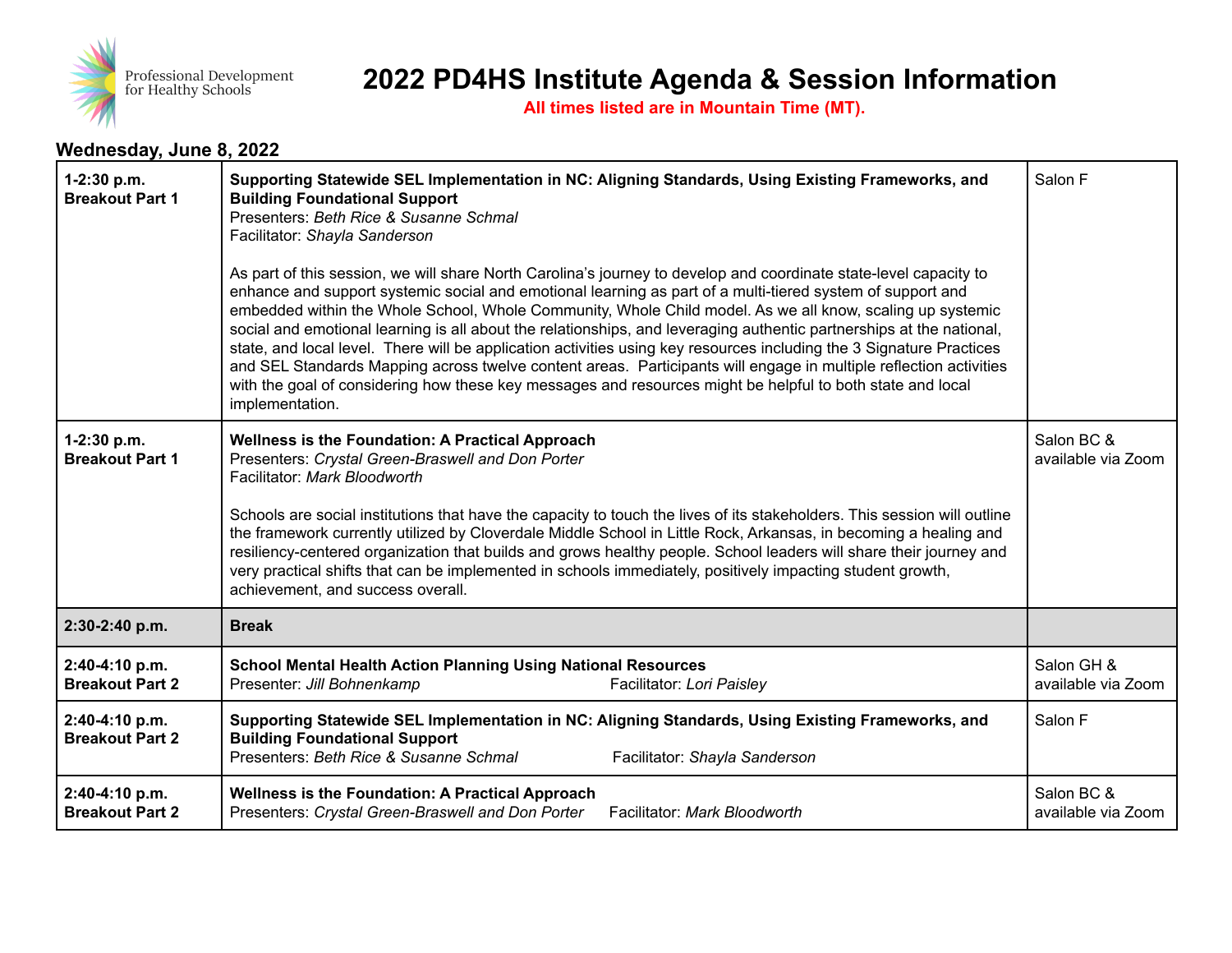# 2022 PD4HS Institute Agenda & Session Information

**All times listed are in Mountain Time (MT).**

### Wednesday, June 8, 2022

| Time | Session | Location |
|---|---|---|
| **1-2:30 p.m. Breakout Part 1** | **Supporting Statewide SEL Implementation in NC: Aligning Standards, Using Existing Frameworks, and Building Foundational Support**<br>Presenters: *Beth Rice & Susanne Schmal*<br>Facilitator: *Shayla Sanderson*<br><br>As part of this session, we will share North Carolina's journey to develop and coordinate state-level capacity to enhance and support systemic social and emotional learning as part of a multi-tiered system of support and embedded within the Whole School, Whole Community, Whole Child model. As we all know, scaling up systemic social and emotional learning is all about the relationships, and leveraging authentic partnerships at the national, state, and local level. There will be application activities using key resources including the 3 Signature Practices and SEL Standards Mapping across twelve content areas. Participants will engage in multiple reflection activities with the goal of considering how these key messages and resources might be helpful to both state and local implementation. | Salon F |
| **1-2:30 p.m. Breakout Part 1** | **Wellness is the Foundation: A Practical Approach**<br>Presenters: *Crystal Green-Braswell and Don Porter*<br>Facilitator: *Mark Bloodworth*<br><br>Schools are social institutions that have the capacity to touch the lives of its stakeholders. This session will outline the framework currently utilized by Cloverdale Middle School in Little Rock, Arkansas, in becoming a healing and resiliency-centered organization that builds and grows healthy people. School leaders will share their journey and very practical shifts that can be implemented in schools immediately, positively impacting student growth, achievement, and success overall. | Salon BC & available via Zoom |
| **2:30-2:40 p.m.** | **Break** | |
| **2:40-4:10 p.m. Breakout Part 2** | **School Mental Health Action Planning Using National Resources**<br>Presenter: *Jill Bohnenkamp* Facilitator: *Lori Paisley* | Salon GH & available via Zoom |
| **2:40-4:10 p.m. Breakout Part 2** | **Supporting Statewide SEL Implementation in NC: Aligning Standards, Using Existing Frameworks, and Building Foundational Support**<br>Presenters: *Beth Rice & Susanne Schmal* Facilitator: *Shayla Sanderson* | Salon F |
| **2:40-4:10 p.m. Breakout Part 2** | **Wellness is the Foundation: A Practical Approach**<br>Presenters: *Crystal Green-Braswell and Don Porter* Facilitator: *Mark Bloodworth* | Salon BC & available via Zoom |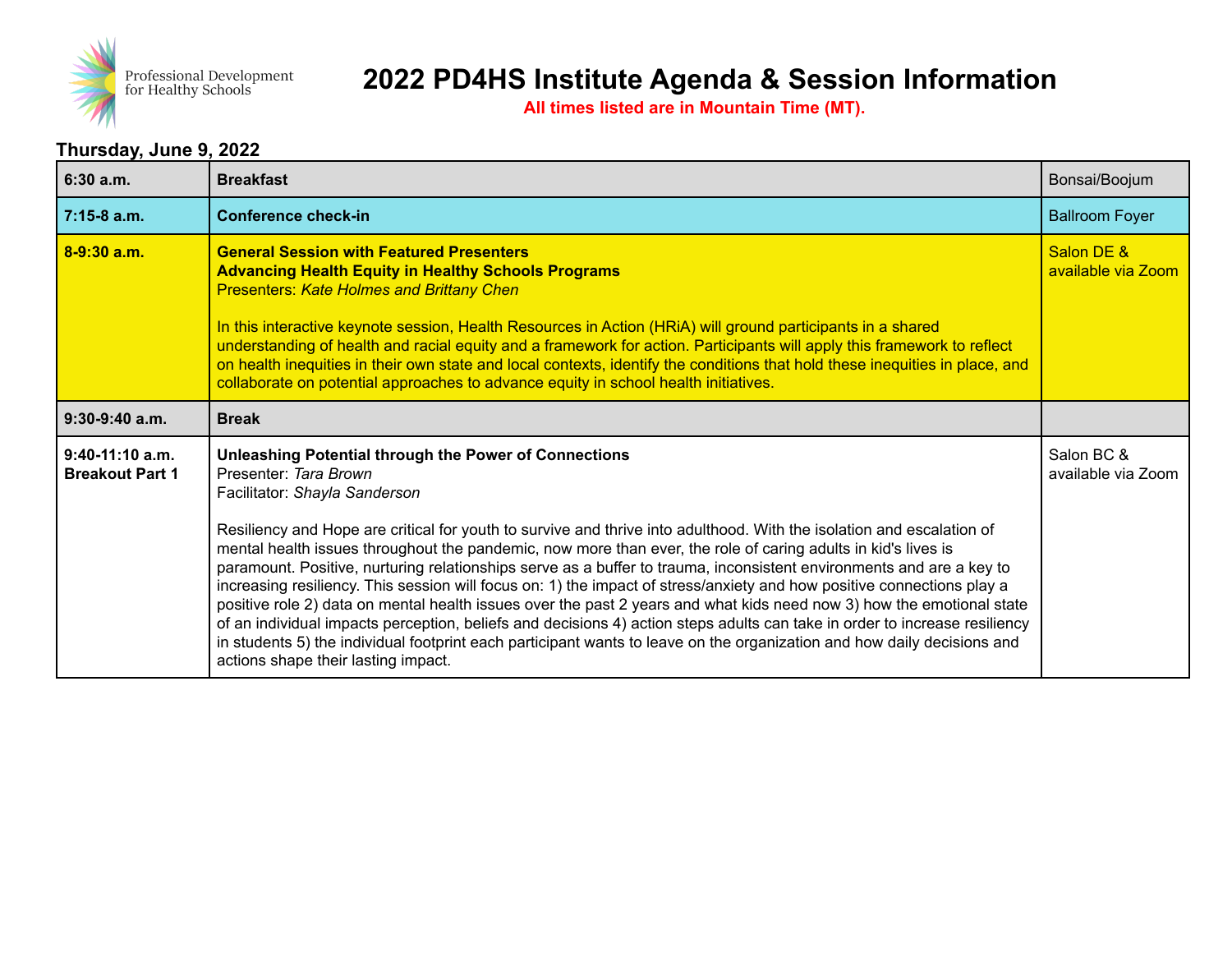# 2022 PD4HS Institute Agenda & Session Information

**All times listed are in Mountain Time (MT).**

### Thursday, June 9, 2022

| Time | Session | Location |
|---|---|---|
| **6:30 a.m.** | **Breakfast** | Bonsai/Boojum |
| **7:15-8 a.m.** | **Conference check-in** | Ballroom Foyer |
| **8-9:30 a.m.** | **General Session with Featured Presenters**<br>**Advancing Health Equity in Healthy Schools Programs**<br>Presenters: *Kate Holmes and Brittany Chen*<br><br>In this interactive keynote session, Health Resources in Action (HRiA) will ground participants in a shared understanding of health and racial equity and a framework for action. Participants will apply this framework to reflect on health inequities in their own state and local contexts, identify the conditions that hold these inequities in place, and collaborate on potential approaches to advance equity in school health initiatives. | Salon DE & available via Zoom |
| **9:30-9:40 a.m.** | **Break** | |
| **9:40-11:10 a.m.**<br>**Breakout Part 1** | **Unleashing Potential through the Power of Connections**<br>Presenter: *Tara Brown*<br>Facilitator: *Shayla Sanderson*<br><br>Resiliency and Hope are critical for youth to survive and thrive into adulthood. With the isolation and escalation of mental health issues throughout the pandemic, now more than ever, the role of caring adults in kid's lives is paramount. Positive, nurturing relationships serve as a buffer to trauma, inconsistent environments and are a key to increasing resiliency. This session will focus on: 1) the impact of stress/anxiety and how positive connections play a positive role 2) data on mental health issues over the past 2 years and what kids need now 3) how the emotional state of an individual impacts perception, beliefs and decisions 4) action steps adults can take in order to increase resiliency in students 5) the individual footprint each participant wants to leave on the organization and how daily decisions and actions shape their lasting impact. | Salon BC & available via Zoom |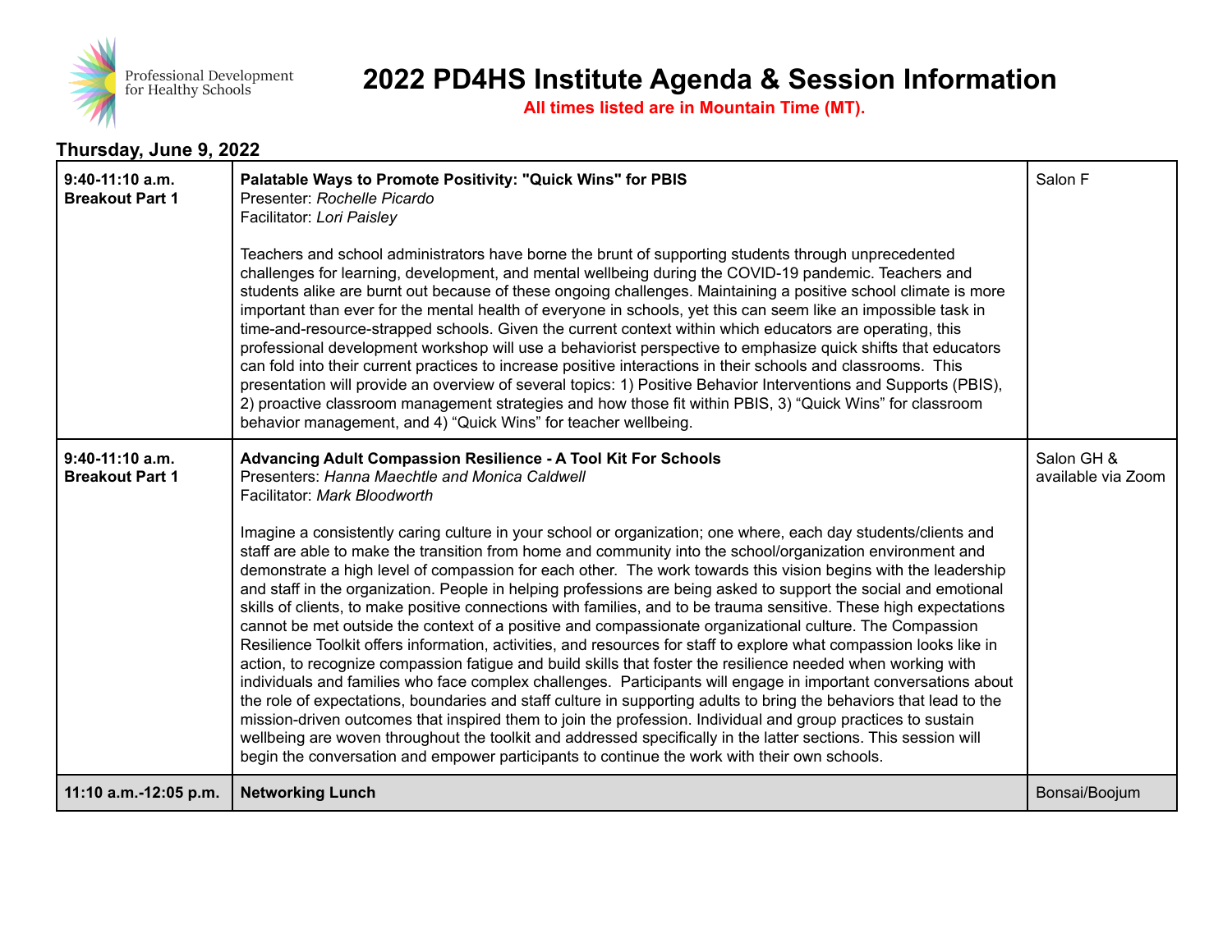# 2022 PD4HS Institute Agenda & Session Information

**All times listed are in Mountain Time (MT).**

## Thursday, June 9, 2022

| | | |
|---|---|---|
| **9:40-11:10 a.m. Breakout Part 1** | **Palatable Ways to Promote Positivity: "Quick Wins" for PBIS**<br>Presenter: *Rochelle Picardo*<br>Facilitator: *Lori Paisley*<br><br>Teachers and school administrators have borne the brunt of supporting students through unprecedented challenges for learning, development, and mental wellbeing during the COVID-19 pandemic. Teachers and students alike are burnt out because of these ongoing challenges. Maintaining a positive school climate is more important than ever for the mental health of everyone in schools, yet this can seem like an impossible task in time-and-resource-strapped schools. Given the current context within which educators are operating, this professional development workshop will use a behaviorist perspective to emphasize quick shifts that educators can fold into their current practices to increase positive interactions in their schools and classrooms. This presentation will provide an overview of several topics: 1) Positive Behavior Interventions and Supports (PBIS), 2) proactive classroom management strategies and how those fit within PBIS, 3) "Quick Wins" for classroom behavior management, and 4) "Quick Wins" for teacher wellbeing. | Salon F |
| **9:40-11:10 a.m. Breakout Part 1** | **Advancing Adult Compassion Resilience - A Tool Kit For Schools**<br>Presenters: *Hanna Maechtle and Monica Caldwell*<br>Facilitator: *Mark Bloodworth*<br><br>Imagine a consistently caring culture in your school or organization; one where, each day students/clients and staff are able to make the transition from home and community into the school/organization environment and demonstrate a high level of compassion for each other. The work towards this vision begins with the leadership and staff in the organization. People in helping professions are being asked to support the social and emotional skills of clients, to make positive connections with families, and to be trauma sensitive. These high expectations cannot be met outside the context of a positive and compassionate organizational culture. The Compassion Resilience Toolkit offers information, activities, and resources for staff to explore what compassion looks like in action, to recognize compassion fatigue and build skills that foster the resilience needed when working with individuals and families who face complex challenges. Participants will engage in important conversations about the role of expectations, boundaries and staff culture in supporting adults to bring the behaviors that lead to the mission-driven outcomes that inspired them to join the profession. Individual and group practices to sustain wellbeing are woven throughout the toolkit and addressed specifically in the latter sections. This session will begin the conversation and empower participants to continue the work with their own schools. | Salon GH & available via Zoom |
| **11:10 a.m.-12:05 p.m.** | **Networking Lunch** | Bonsai/Boojum |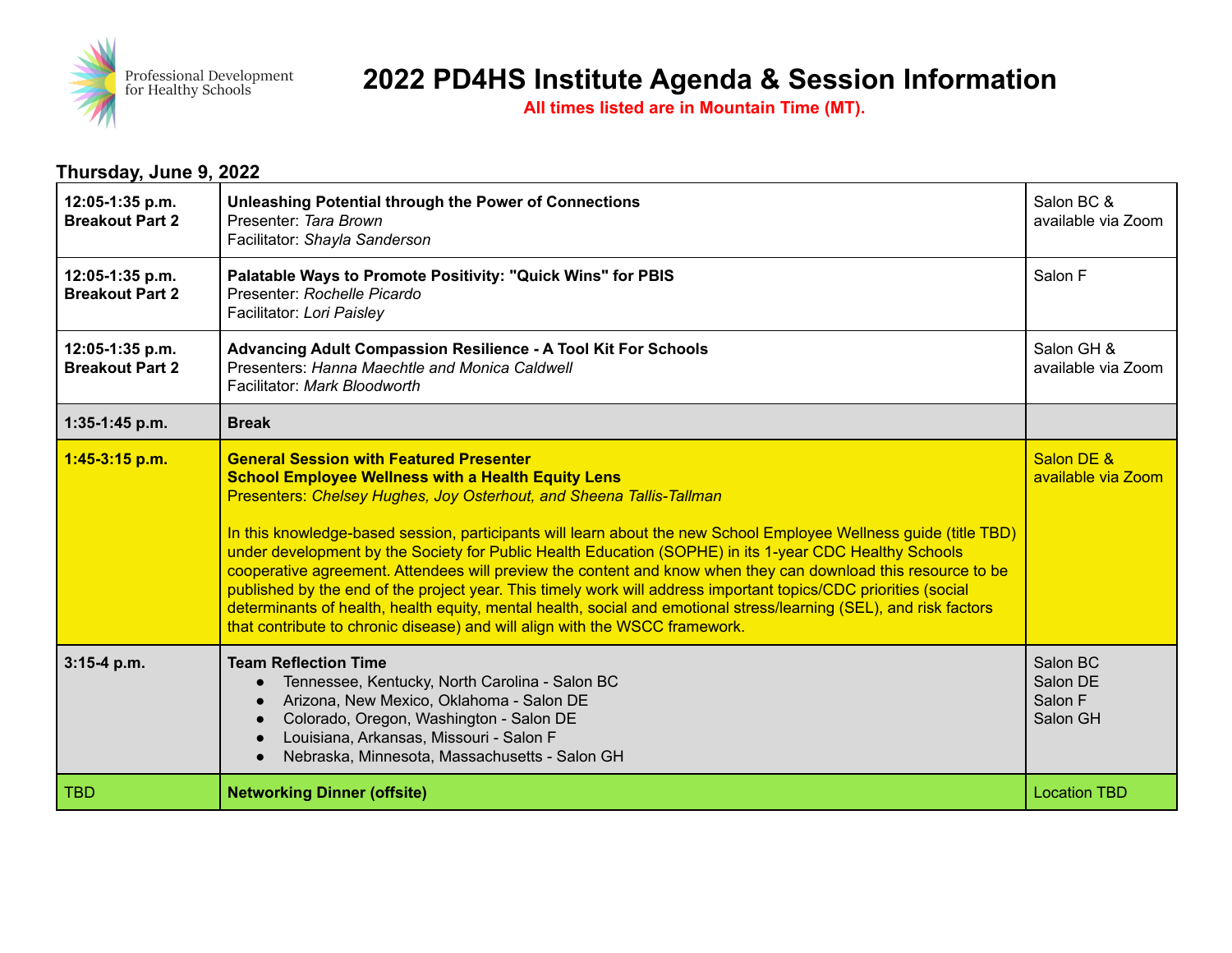# 2022 PD4HS Institute Agenda & Session Information

**All times listed are in Mountain Time (MT).**

### Thursday, June 9, 2022

| Time | Session | Location |
|---|---|---|
| **12:05-1:35 p.m. Breakout Part 2** | **Unleashing Potential through the Power of Connections**<br>Presenter: *Tara Brown*<br>Facilitator: *Shayla Sanderson* | Salon BC & available via Zoom |
| **12:05-1:35 p.m. Breakout Part 2** | **Palatable Ways to Promote Positivity: "Quick Wins" for PBIS**<br>Presenter: *Rochelle Picardo*<br>Facilitator: *Lori Paisley* | Salon F |
| **12:05-1:35 p.m. Breakout Part 2** | **Advancing Adult Compassion Resilience - A Tool Kit For Schools**<br>Presenters: *Hanna Maechtle and Monica Caldwell*<br>Facilitator: *Mark Bloodworth* | Salon GH & available via Zoom |
| **1:35-1:45 p.m.** | **Break** | |
| **1:45-3:15 p.m.** | **General Session with Featured Presenter**<br>**School Employee Wellness with a Health Equity Lens**<br>Presenters: *Chelsey Hughes, Joy Osterhout, and Sheena Tallis-Tallman*<br><br>In this knowledge-based session, participants will learn about the new School Employee Wellness guide (title TBD) under development by the Society for Public Health Education (SOPHE) in its 1-year CDC Healthy Schools cooperative agreement. Attendees will preview the content and know when they can download this resource to be published by the end of the project year. This timely work will address important topics/CDC priorities (social determinants of health, health equity, mental health, social and emotional stress/learning (SEL), and risk factors that contribute to chronic disease) and will align with the WSCC framework. | Salon DE & available via Zoom |
| **3:15-4 p.m.** | **Team Reflection Time**<br>• Tennessee, Kentucky, North Carolina - Salon BC<br>• Arizona, New Mexico, Oklahoma - Salon DE<br>• Colorado, Oregon, Washington - Salon DE<br>• Louisiana, Arkansas, Missouri - Salon F<br>• Nebraska, Minnesota, Massachusetts - Salon GH | Salon BC<br>Salon DE<br>Salon F<br>Salon GH |
| TBD | **Networking Dinner (offsite)** | Location TBD |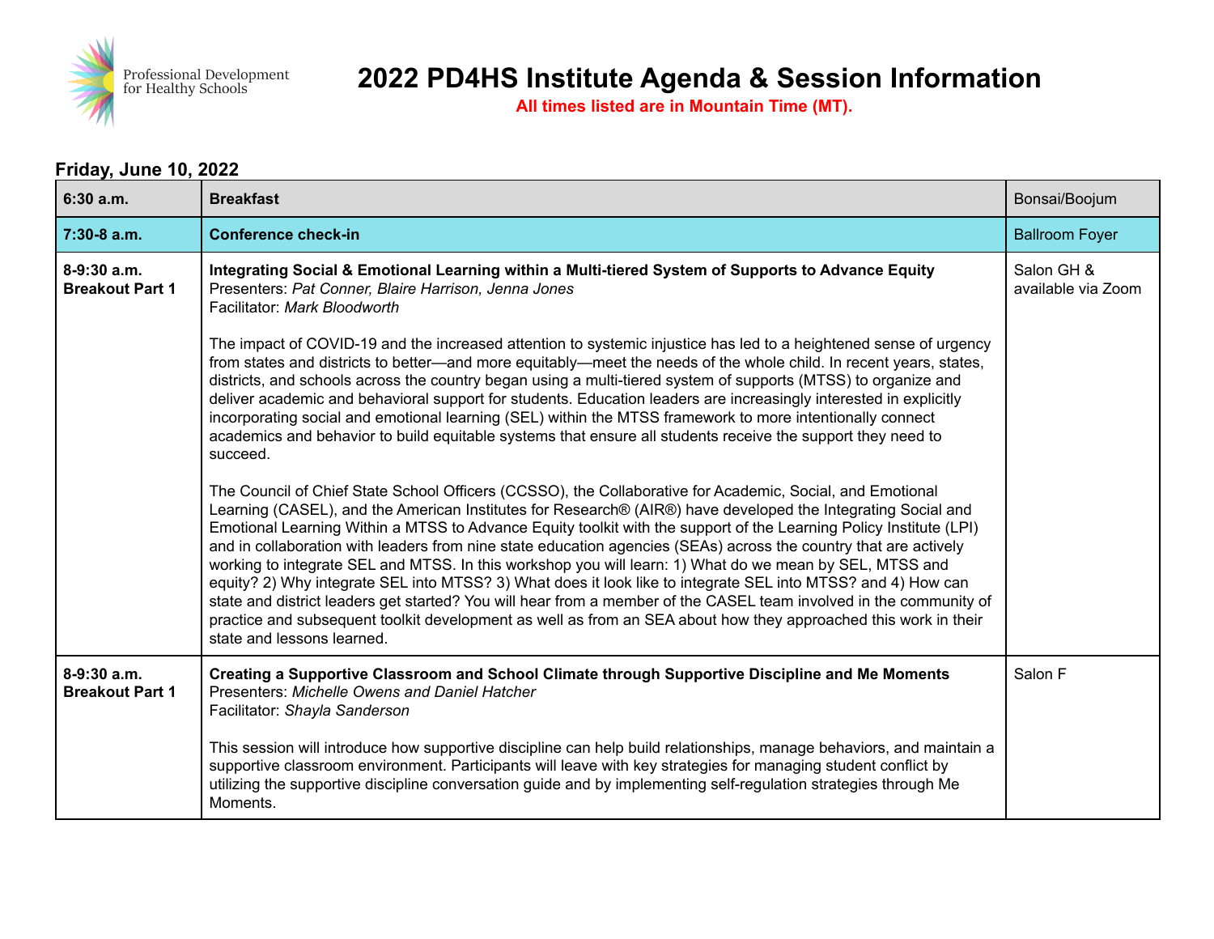# 2022 PD4HS Institute Agenda & Session Information

**All times listed are in Mountain Time (MT).**

**Friday, June 10, 2022**

| | | |
|---|---|---|
| **6:30 a.m.** | **Breakfast** | Bonsai/Boojum |
| **7:30-8 a.m.** | **Conference check-in** | Ballroom Foyer |
| **8-9:30 a.m. Breakout Part 1** | **Integrating Social & Emotional Learning within a Multi-tiered System of Supports to Advance Equity**<br>Presenters: *Pat Conner, Blaire Harrison, Jenna Jones*<br>Facilitator: *Mark Bloodworth*<br><br>The impact of COVID-19 and the increased attention to systemic injustice has led to a heightened sense of urgency from states and districts to better—and more equitably—meet the needs of the whole child. In recent years, states, districts, and schools across the country began using a multi-tiered system of supports (MTSS) to organize and deliver academic and behavioral support for students. Education leaders are increasingly interested in explicitly incorporating social and emotional learning (SEL) within the MTSS framework to more intentionally connect academics and behavior to build equitable systems that ensure all students receive the support they need to succeed.<br><br>The Council of Chief State School Officers (CCSSO), the Collaborative for Academic, Social, and Emotional Learning (CASEL), and the American Institutes for Research® (AIR®) have developed the Integrating Social and Emotional Learning Within a MTSS to Advance Equity toolkit with the support of the Learning Policy Institute (LPI) and in collaboration with leaders from nine state education agencies (SEAs) across the country that are actively working to integrate SEL and MTSS. In this workshop you will learn: 1) What do we mean by SEL, MTSS and equity? 2) Why integrate SEL into MTSS? 3) What does it look like to integrate SEL into MTSS? and 4) How can state and district leaders get started? You will hear from a member of the CASEL team involved in the community of practice and subsequent toolkit development as well as from an SEA about how they approached this work in their state and lessons learned. | Salon GH & available via Zoom |
| **8-9:30 a.m. Breakout Part 1** | **Creating a Supportive Classroom and School Climate through Supportive Discipline and Me Moments**<br>Presenters: *Michelle Owens and Daniel Hatcher*<br>Facilitator: *Shayla Sanderson*<br><br>This session will introduce how supportive discipline can help build relationships, manage behaviors, and maintain a supportive classroom environment. Participants will leave with key strategies for managing student conflict by utilizing the supportive discipline conversation guide and by implementing self-regulation strategies through Me Moments. | Salon F |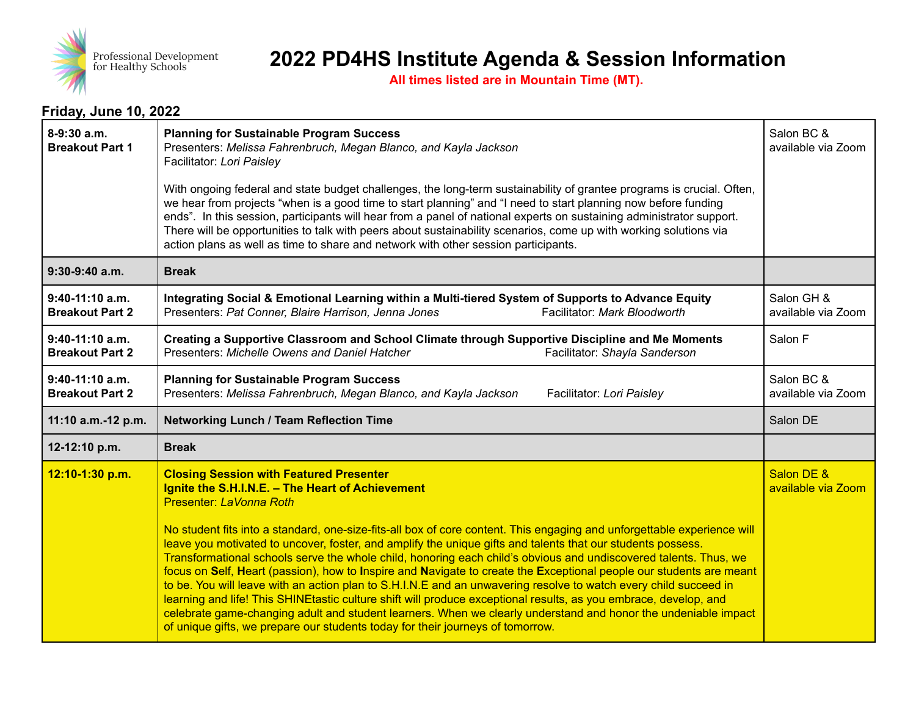Professional Development for Healthy Schools

# 2022 PD4HS Institute Agenda & Session Information

**All times listed are in Mountain Time (MT).**

### Friday, June 10, 2022

| Time | Session | Location |
|---|---|---|
| **8-9:30 a.m.**<br>**Breakout Part 1** | **Planning for Sustainable Program Success**<br>Presenters: *Melissa Fahrenbruch, Megan Blanco, and Kayla Jackson*<br>Facilitator: *Lori Paisley*<br><br>With ongoing federal and state budget challenges, the long-term sustainability of grantee programs is crucial. Often, we hear from projects "when is a good time to start planning" and "I need to start planning now before funding ends". In this session, participants will hear from a panel of national experts on sustaining administrator support. There will be opportunities to talk with peers about sustainability scenarios, come up with working solutions via action plans as well as time to share and network with other session participants. | Salon BC & available via Zoom |
| **9:30-9:40 a.m.** | **Break** | |
| **9:40-11:10 a.m.**<br>**Breakout Part 2** | **Integrating Social & Emotional Learning within a Multi-tiered System of Supports to Advance Equity**<br>Presenters: *Pat Conner, Blaire Harrison, Jenna Jones* Facilitator: *Mark Bloodworth* | Salon GH & available via Zoom |
| **9:40-11:10 a.m.**<br>**Breakout Part 2** | **Creating a Supportive Classroom and School Climate through Supportive Discipline and Me Moments**<br>Presenters: *Michelle Owens and Daniel Hatcher* Facilitator: *Shayla Sanderson* | Salon F |
| **9:40-11:10 a.m.**<br>**Breakout Part 2** | **Planning for Sustainable Program Success**<br>Presenters: *Melissa Fahrenbruch, Megan Blanco, and Kayla Jackson* Facilitator: *Lori Paisley* | Salon BC & available via Zoom |
| **11:10 a.m.-12 p.m.** | **Networking Lunch / Team Reflection Time** | Salon DE |
| **12-12:10 p.m.** | **Break** | |
| **12:10-1:30 p.m.** | **Closing Session with Featured Presenter**<br>**Ignite the S.H.I.N.E. – The Heart of Achievement**<br>Presenter: *LaVonna Roth*<br><br>No student fits into a standard, one-size-fits-all box of core content. This engaging and unforgettable experience will leave you motivated to uncover, foster, and amplify the unique gifts and talents that our students possess. Transformational schools serve the whole child, honoring each child's obvious and undiscovered talents. Thus, we focus on **S**elf, **H**eart (passion), how to **I**nspire and **N**avigate to create the **E**xceptional people our students are meant to be. You will leave with an action plan to S.H.I.N.E and an unwavering resolve to watch every child succeed in learning and life! This SHINEtastic culture shift will produce exceptional results, as you embrace, develop, and celebrate game-changing adult and student learners. When we clearly understand and honor the undeniable impact of unique gifts, we prepare our students today for their journeys of tomorrow. | Salon DE & available via Zoom |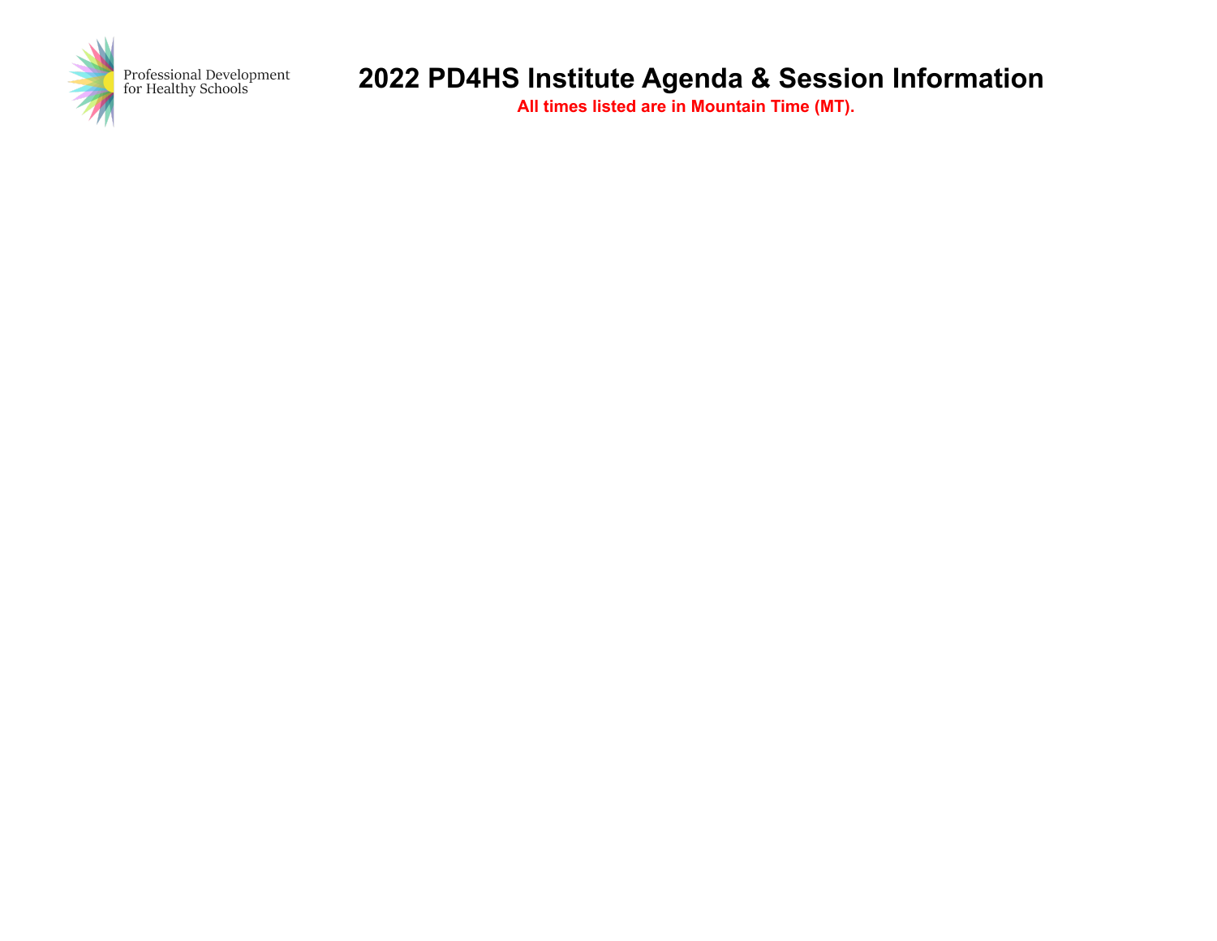Professional Development for Healthy Schools

# 2022 PD4HS Institute Agenda & Session Information

**All times listed are in Mountain Time (MT).**